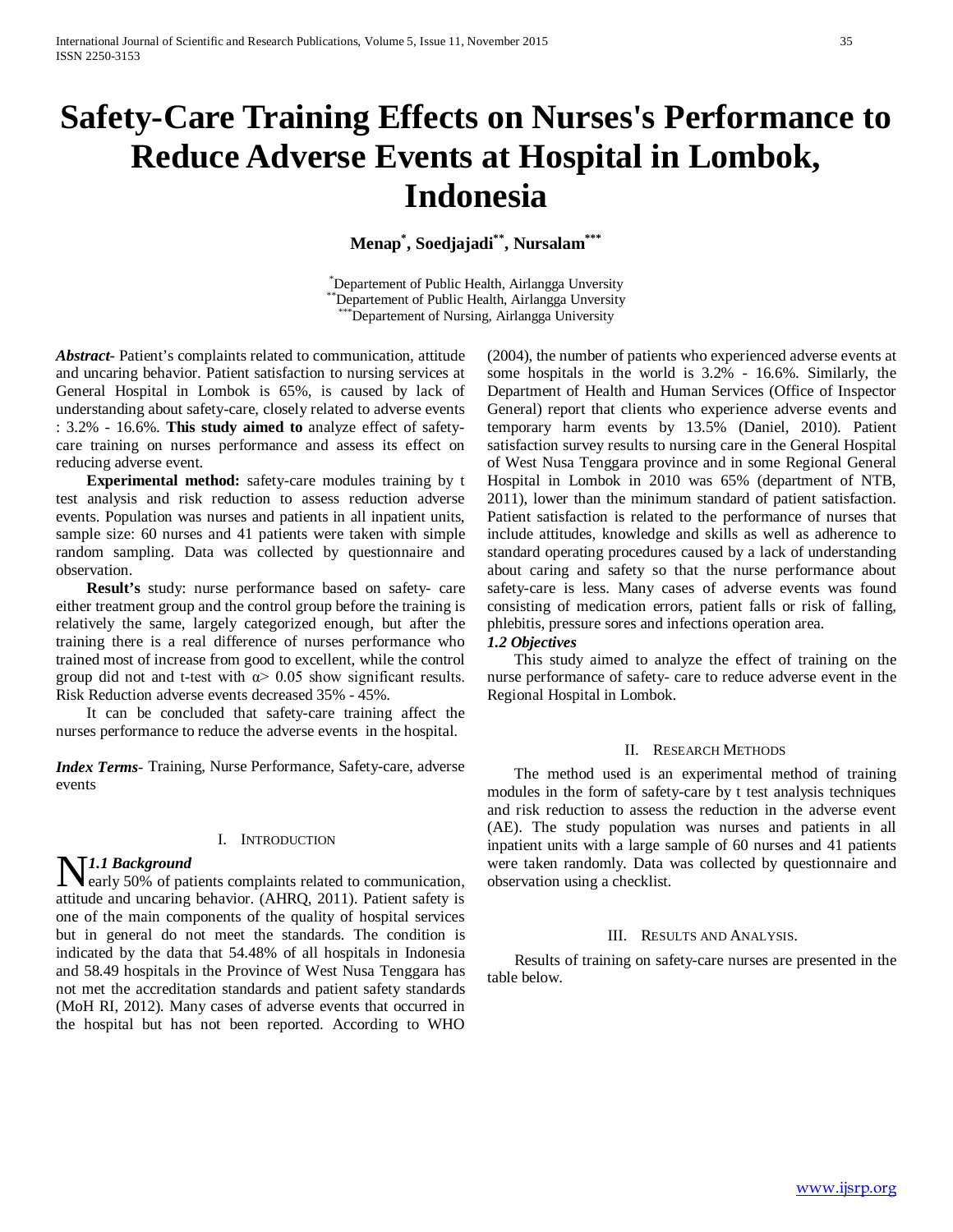# Safety-Care Training Effects on Nurses's Performance to Reduce Adverse Events at Hospital in Lombok, Indonesia

**Menap[*], Soedjajadi[**], Nursalam[***]**

[*]Departement of Public Health, Airlangga Unversity
[**]Departement of Public Health, Airlangga Unversity
[***]Departement of Nursing, Airlangga University

***Abstract***- Patient's complaints related to communication, attitude and uncaring behavior. Patient satisfaction to nursing services at General Hospital in Lombok is 65%, is caused by lack of understanding about safety-care, closely related to adverse events : 3.2% - 16.6%. **This study aimed to** analyze effect of safety-care training on nurses performance and assess its effect on reducing adverse event.

**Experimental method:** safety-care modules training by t test analysis and risk reduction to assess reduction adverse events. Population was nurses and patients in all inpatient units, sample size: 60 nurses and 41 patients were taken with simple random sampling. Data was collected by questionnaire and observation.

**Result's** study: nurse performance based on safety- care either treatment group and the control group before the training is relatively the same, largely categorized enough, but after the training there is a real difference of nurses performance who trained most of increase from good to excellent, while the control group did not and t-test with α> 0.05 show significant results. Risk Reduction adverse events decreased 35% - 45%.

It can be concluded that safety-care training affect the nurses performance to reduce the adverse events in the hospital.

***Index Terms***- Training, Nurse Performance, Safety-care, adverse events

## I. Introduction

### *1.1 Background*

Nearly 50% of patients complaints related to communication, attitude and uncaring behavior. (AHRQ, 2011). Patient safety is one of the main components of the quality of hospital services but in general do not meet the standards. The condition is indicated by the data that 54.48% of all hospitals in Indonesia and 58.49 hospitals in the Province of West Nusa Tenggara has not met the accreditation standards and patient safety standards (MoH RI, 2012). Many cases of adverse events that occurred in the hospital but has not been reported. According to WHO (2004), the number of patients who experienced adverse events at some hospitals in the world is 3.2% - 16.6%. Similarly, the Department of Health and Human Services (Office of Inspector General) report that clients who experience adverse events and temporary harm events by 13.5% (Daniel, 2010). Patient satisfaction survey results to nursing care in the General Hospital of West Nusa Tenggara province and in some Regional General Hospital in Lombok in 2010 was 65% (department of NTB, 2011), lower than the minimum standard of patient satisfaction. Patient satisfaction is related to the performance of nurses that include attitudes, knowledge and skills as well as adherence to standard operating procedures caused by a lack of understanding about caring and safety so that the nurse performance about safety-care is less. Many cases of adverse events was found consisting of medication errors, patient falls or risk of falling, phlebitis, pressure sores and infections operation area.

### *1.2 Objectives*

This study aimed to analyze the effect of training on the nurse performance of safety- care to reduce adverse event in the Regional Hospital in Lombok.

## II. Research Methods

The method used is an experimental method of training modules in the form of safety-care by t test analysis techniques and risk reduction to assess the reduction in the adverse event (AE). The study population was nurses and patients in all inpatient units with a large sample of 60 nurses and 41 patients were taken randomly. Data was collected by questionnaire and observation using a checklist.

## III. Results and Analysis.

Results of training on safety-care nurses are presented in the table below.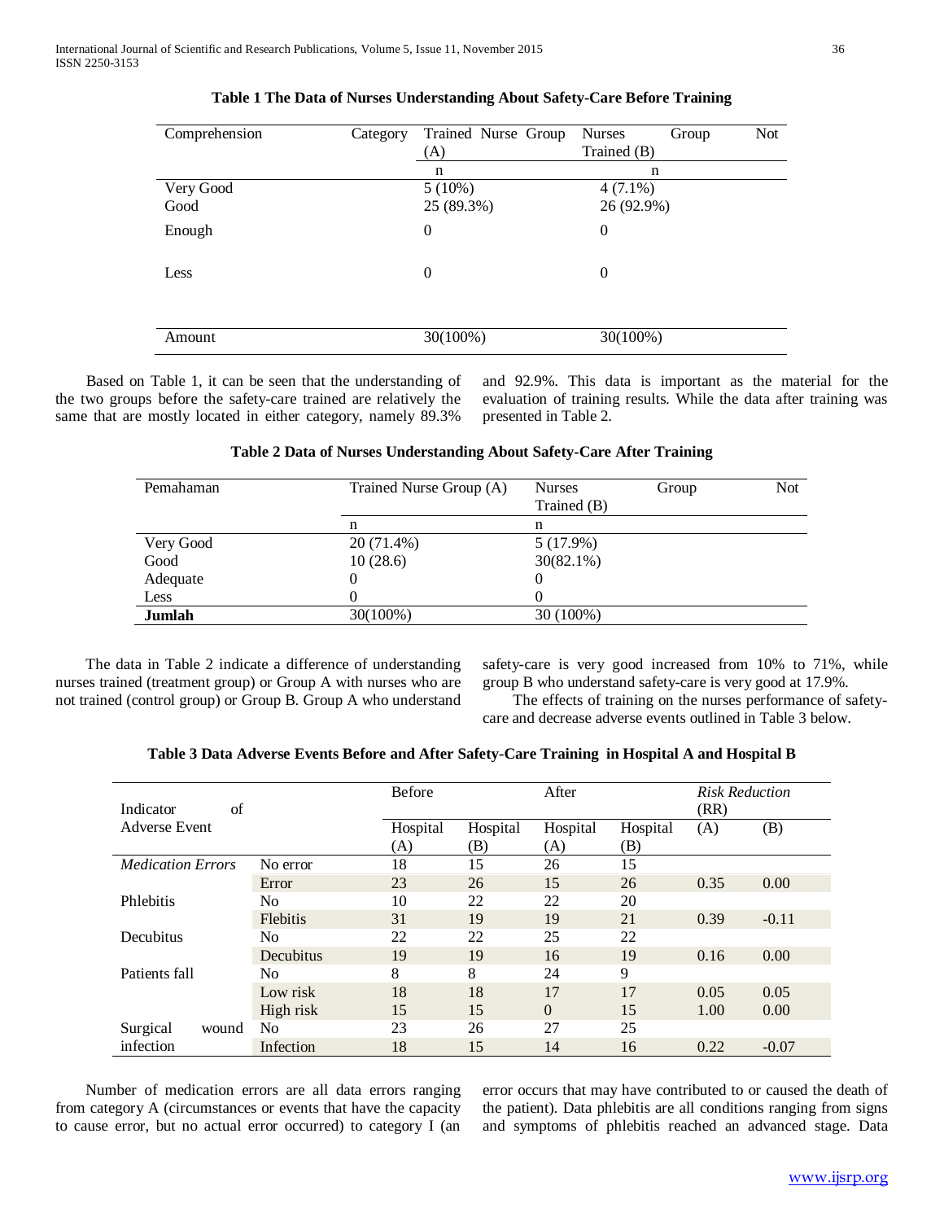**Table 1 The Data of Nurses Understanding About Safety-Care Before Training**

| Comprehension Category | Trained Nurse Group (A) | Nurses Group Not Trained (B) |
|---|---|---|
| | n | n |
| Very Good | 5 (10%) | 4 (7.1%) |
| Good | 25 (89.3%) | 26 (92.9%) |
| Enough | 0 | 0 |
| Less | 0 | 0 |
| Amount | 30(100%) | 30(100%) |

Based on Table 1, it can be seen that the understanding of the two groups before the safety-care trained are relatively the same that are mostly located in either category, namely 89.3% and 92.9%. This data is important as the material for the evaluation of training results. While the data after training was presented in Table 2.

**Table 2 Data of Nurses Understanding About Safety-Care After Training**

| Pemahaman | Trained Nurse Group (A) | Nurses Group Not Trained (B) |
|---|---|---|
| | n | n |
| Very Good | 20 (71.4%) | 5 (17.9%) |
| Good | 10 (28.6) | 30(82.1%) |
| Adequate | 0 | 0 |
| Less | 0 | 0 |
| **Jumlah** | 30(100%) | 30 (100%) |

The data in Table 2 indicate a difference of understanding nurses trained (treatment group) or Group A with nurses who are not trained (control group) or Group B. Group A who understand safety-care is very good increased from 10% to 71%, while group B who understand safety-care is very good at 17.9%.

The effects of training on the nurses performance of safety-care and decrease adverse events outlined in Table 3 below.

**Table 3 Data Adverse Events Before and After Safety-Care Training in Hospital A and Hospital B**

| Indicator of Adverse Event | | Before | | After | | *Risk Reduction* (RR) | |
|---|---|---|---|---|---|---|---|
| | | Hospital (A) | Hospital (B) | Hospital (A) | Hospital (B) | (A) | (B) |
| *Medication Errors* | No error | 18 | 15 | 26 | 15 | | |
| | Error | 23 | 26 | 15 | 26 | 0.35 | 0.00 |
| Phlebitis | No | 10 | 22 | 22 | 20 | | |
| | Flebitis | 31 | 19 | 19 | 21 | 0.39 | -0.11 |
| Decubitus | No | 22 | 22 | 25 | 22 | | |
| | Decubitus | 19 | 19 | 16 | 19 | 0.16 | 0.00 |
| Patients fall | No | 8 | 8 | 24 | 9 | | |
| | Low risk | 18 | 18 | 17 | 17 | 0.05 | 0.05 |
| | High risk | 15 | 15 | 0 | 15 | 1.00 | 0.00 |
| Surgical wound infection | No | 23 | 26 | 27 | 25 | | |
| | Infection | 18 | 15 | 14 | 16 | 0.22 | -0.07 |

Number of medication errors are all data errors ranging from category A (circumstances or events that have the capacity to cause error, but no actual error occurred) to category I (an error occurs that may have contributed to or caused the death of the patient). Data phlebitis are all conditions ranging from signs and symptoms of phlebitis reached an advanced stage. Data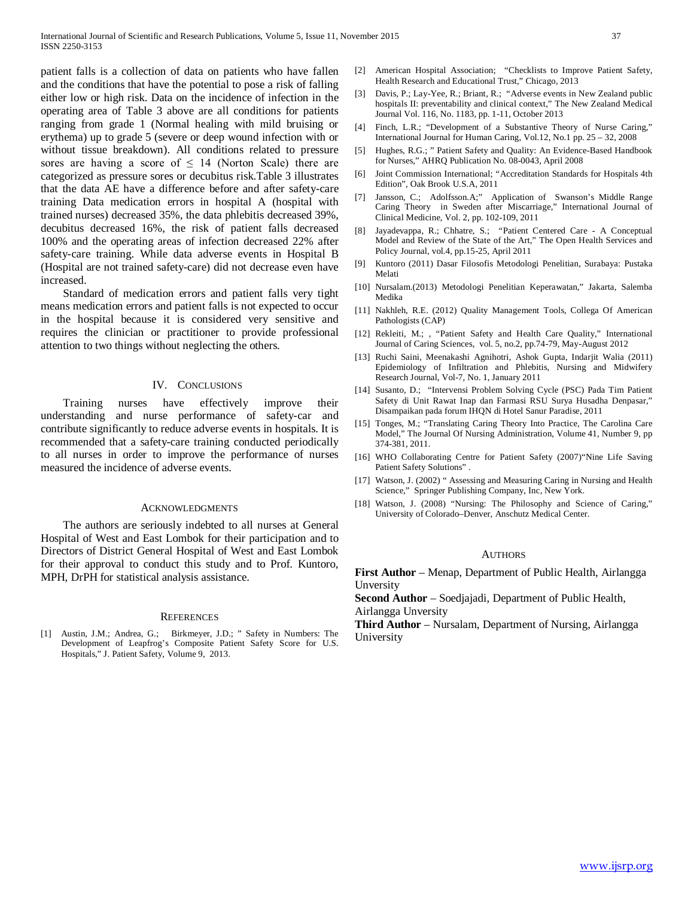patient falls is a collection of data on patients who have fallen and the conditions that have the potential to pose a risk of falling either low or high risk. Data on the incidence of infection in the operating area of Table 3 above are all conditions for patients ranging from grade 1 (Normal healing with mild bruising or erythema) up to grade 5 (severe or deep wound infection with or without tissue breakdown). All conditions related to pressure sores are having a score of $\leq$ 14 (Norton Scale) there are categorized as pressure sores or decubitus risk.Table 3 illustrates that the data AE have a difference before and after safety-care training Data medication errors in hospital A (hospital with trained nurses) decreased 35%, the data phlebitis decreased 39%, decubitus decreased 16%, the risk of patient falls decreased 100% and the operating areas of infection decreased 22% after safety-care training. While data adverse events in Hospital B (Hospital are not trained safety-care) did not decrease even have increased.

Standard of medication errors and patient falls very tight means medication errors and patient falls is not expected to occur in the hospital because it is considered very sensitive and requires the clinician or practitioner to provide professional attention to two things without neglecting the others.

## IV. Conclusions

Training nurses have effectively improve their understanding and nurse performance of safety-car and contribute significantly to reduce adverse events in hospitals. It is recommended that a safety-care training conducted periodically to all nurses in order to improve the performance of nurses measured the incidence of adverse events.

## Acknowledgments

The authors are seriously indebted to all nurses at General Hospital of West and East Lombok for their participation and to Directors of District General Hospital of West and East Lombok for their approval to conduct this study and to Prof. Kuntoro, MPH, DrPH for statistical analysis assistance.

## References

[1] Austin, J.M.; Andrea, G.; Birkmeyer, J.D.; " Safety in Numbers: The Development of Leapfrog's Composite Patient Safety Score for U.S. Hospitals," J. Patient Safety, Volume 9, 2013.

[2] American Hospital Association; "Checklists to Improve Patient Safety, Health Research and Educational Trust," Chicago, 2013

[3] Davis, P.; Lay-Yee, R.; Briant, R.; "Adverse events in New Zealand public hospitals II: preventability and clinical context," The New Zealand Medical Journal Vol. 116, No. 1183, pp. 1-11, October 2013

[4] Finch, L.R.; "Development of a Substantive Theory of Nurse Caring," International Journal for Human Caring, Vol.12, No.1 pp. 25 – 32, 2008

[5] Hughes, R.G.; " Patient Safety and Quality: An Evidence-Based Handbook for Nurses," AHRQ Publication No. 08-0043, April 2008

[6] Joint Commission International; "Accreditation Standards for Hospitals 4th Edition", Oak Brook U.S.A, 2011

[7] Jansson, C.; Adolfsson.A;" Application of Swanson's Middle Range Caring Theory in Sweden after Miscarriage," International Journal of Clinical Medicine, Vol. 2, pp. 102-109, 2011

[8] Jayadevappa, R.; Chhatre, S.; "Patient Centered Care - A Conceptual Model and Review of the State of the Art," The Open Health Services and Policy Journal, vol.4, pp.15-25, April 2011

[9] Kuntoro (2011) Dasar Filosofis Metodologi Penelitian, Surabaya: Pustaka Melati

[10] Nursalam.(2013) Metodologi Penelitian Keperawatan," Jakarta, Salemba Medika

[11] Nakhleh, R.E. (2012) Quality Management Tools, Collega Of American Pathologists (CAP)

[12] Rekleiti, M.; , "Patient Safety and Health Care Quality," International Journal of Caring Sciences, vol. 5, no.2, pp.74-79, May-August 2012

[13] Ruchi Saini, Meenakashi Agnihotri, Ashok Gupta, Indarjit Walia (2011) Epidemiology of Infiltration and Phlebitis, Nursing and Midwifery Research Journal, Vol-7, No. 1, January 2011

[14] Susanto, D.; "Intervensi Problem Solving Cycle (PSC) Pada Tim Patient Safety di Unit Rawat Inap dan Farmasi RSU Surya Husadha Denpasar," Disampaikan pada forum IHQN di Hotel Sanur Paradise, 2011

[15] Tonges, M.; "Translating Caring Theory Into Practice, The Carolina Care Model," The Journal Of Nursing Administration, Volume 41, Number 9, pp 374-381, 2011.

[16] WHO Collaborating Centre for Patient Safety (2007)"Nine Life Saving Patient Safety Solutions" .

[17] Watson, J. (2002) " Assessing and Measuring Caring in Nursing and Health Science," Springer Publishing Company, Inc, New York.

[18] Watson, J. (2008) "Nursing: The Philosophy and Science of Caring," University of Colorado–Denver, Anschutz Medical Center.

## Authors

**First Author** – Menap, Department of Public Health, Airlangga Unversity

**Second Author** – Soedjajadi, Department of Public Health, Airlangga Unversity

**Third Author** – Nursalam, Department of Nursing, Airlangga University